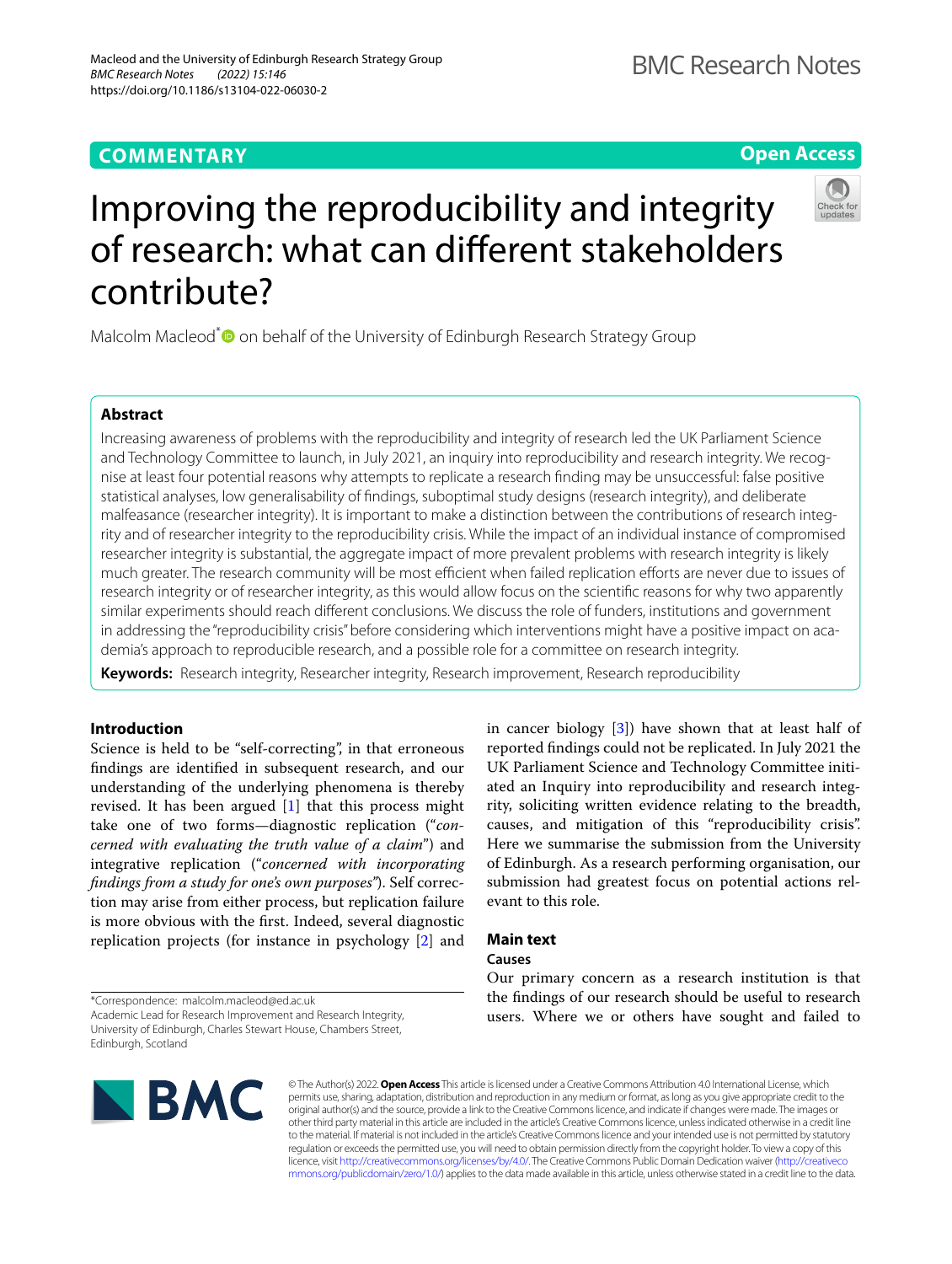COMMENTARY

Open Access

# Improving the reproducibility and integrity of research: what can different stakeholders contribute?

Malcolm Macleod* on behalf of the University of Edinburgh Research Strategy Group

## Abstract

Increasing awareness of problems with the reproducibility and integrity of research led the UK Parliament Science and Technology Committee to launch, in July 2021, an inquiry into reproducibility and research integrity. We recognise at least four potential reasons why attempts to replicate a research finding may be unsuccessful: false positive statistical analyses, low generalisability of findings, suboptimal study designs (research integrity), and deliberate malfeasance (researcher integrity). It is important to make a distinction between the contributions of research integrity and of researcher integrity to the reproducibility crisis. While the impact of an individual instance of compromised researcher integrity is substantial, the aggregate impact of more prevalent problems with research integrity is likely much greater. The research community will be most efficient when failed replication efforts are never due to issues of research integrity or of researcher integrity, as this would allow focus on the scientific reasons for why two apparently similar experiments should reach different conclusions. We discuss the role of funders, institutions and government in addressing the "reproducibility crisis" before considering which interventions might have a positive impact on academia's approach to reproducible research, and a possible role for a committee on research integrity.

**Keywords:** Research integrity, Researcher integrity, Research improvement, Research reproducibility

## Introduction

Science is held to be "self-correcting", in that erroneous findings are identified in subsequent research, and our understanding of the underlying phenomena is thereby revised. It has been argued [1] that this process might take one of two forms—diagnostic replication ("*concerned with evaluating the truth value of a claim*") and integrative replication ("*concerned with incorporating findings from a study for one's own purposes*"). Self correction may arise from either process, but replication failure is more obvious with the first. Indeed, several diagnostic replication projects (for instance in psychology [2] and in cancer biology [3]) have shown that at least half of reported findings could not be replicated. In July 2021 the UK Parliament Science and Technology Committee initiated an Inquiry into reproducibility and research integrity, soliciting written evidence relating to the breadth, causes, and mitigation of this "reproducibility crisis". Here we summarise the submission from the University of Edinburgh. As a research performing organisation, our submission had greatest focus on potential actions relevant to this role.

## Main text

### Causes

Our primary concern as a research institution is that the findings of our research should be useful to research users. Where we or others have sought and failed to

*Correspondence: malcolm.macleod@ed.ac.uk
Academic Lead for Research Improvement and Research Integrity, University of Edinburgh, Charles Stewart House, Chambers Street, Edinburgh, Scotland

© The Author(s) 2022. **Open Access** This article is licensed under a Creative Commons Attribution 4.0 International License, which permits use, sharing, adaptation, distribution and reproduction in any medium or format, as long as you give appropriate credit to the original author(s) and the source, provide a link to the Creative Commons licence, and indicate if changes were made. The images or other third party material in this article are included in the article's Creative Commons licence, unless indicated otherwise in a credit line to the material. If material is not included in the article's Creative Commons licence and your intended use is not permitted by statutory regulation or exceeds the permitted use, you will need to obtain permission directly from the copyright holder. To view a copy of this licence, visit http://creativecommons.org/licenses/by/4.0/. The Creative Commons Public Domain Dedication waiver (http://creativecommons.org/publicdomain/zero/1.0/) applies to the data made available in this article, unless otherwise stated in a credit line to the data.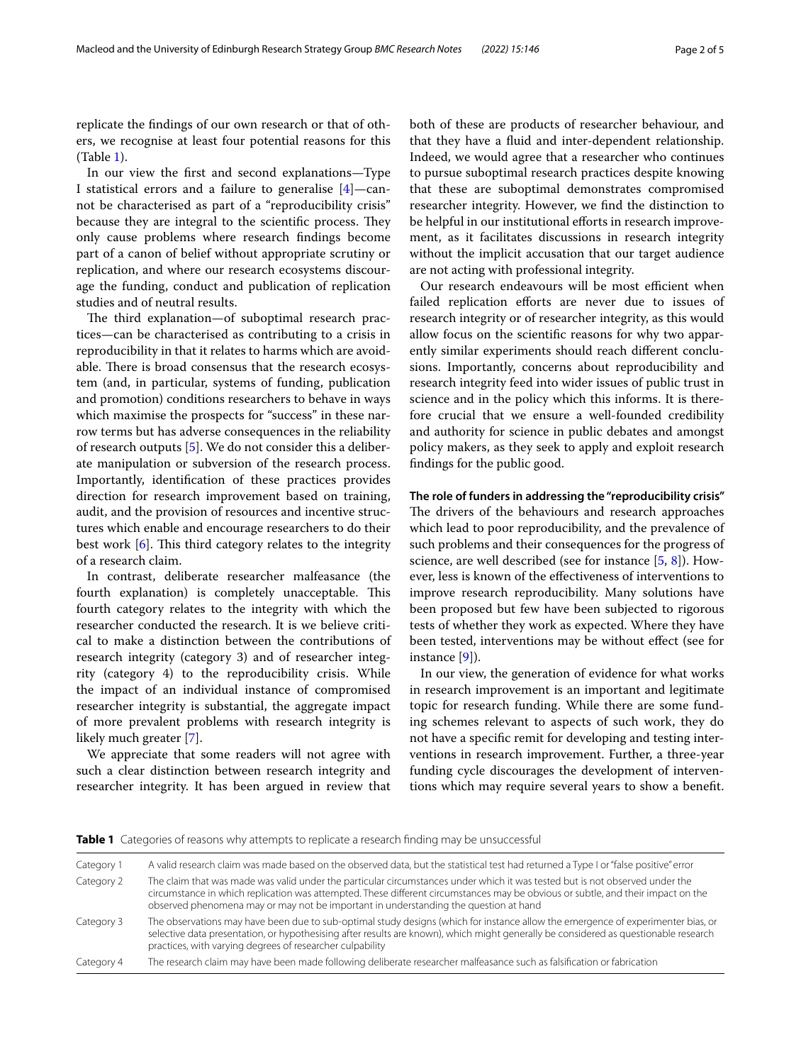replicate the findings of our own research or that of others, we recognise at least four potential reasons for this (Table 1).

In our view the first and second explanations—Type I statistical errors and a failure to generalise [4]—cannot be characterised as part of a "reproducibility crisis" because they are integral to the scientific process. They only cause problems where research findings become part of a canon of belief without appropriate scrutiny or replication, and where our research ecosystems discourage the funding, conduct and publication of replication studies and of neutral results.

The third explanation—of suboptimal research practices—can be characterised as contributing to a crisis in reproducibility in that it relates to harms which are avoidable. There is broad consensus that the research ecosystem (and, in particular, systems of funding, publication and promotion) conditions researchers to behave in ways which maximise the prospects for "success" in these narrow terms but has adverse consequences in the reliability of research outputs [5]. We do not consider this a deliberate manipulation or subversion of the research process. Importantly, identification of these practices provides direction for research improvement based on training, audit, and the provision of resources and incentive structures which enable and encourage researchers to do their best work [6]. This third category relates to the integrity of a research claim.

In contrast, deliberate researcher malfeasance (the fourth explanation) is completely unacceptable. This fourth category relates to the integrity with which the researcher conducted the research. It is we believe critical to make a distinction between the contributions of research integrity (category 3) and of researcher integrity (category 4) to the reproducibility crisis. While the impact of an individual instance of compromised researcher integrity is substantial, the aggregate impact of more prevalent problems with research integrity is likely much greater [7].

We appreciate that some readers will not agree with such a clear distinction between research integrity and researcher integrity. It has been argued in review that both of these are products of researcher behaviour, and that they have a fluid and inter-dependent relationship. Indeed, we would agree that a researcher who continues to pursue suboptimal research practices despite knowing that these are suboptimal demonstrates compromised researcher integrity. However, we find the distinction to be helpful in our institutional efforts in research improvement, as it facilitates discussions in research integrity without the implicit accusation that our target audience are not acting with professional integrity.

Our research endeavours will be most efficient when failed replication efforts are never due to issues of research integrity or of researcher integrity, as this would allow focus on the scientific reasons for why two apparently similar experiments should reach different conclusions. Importantly, concerns about reproducibility and research integrity feed into wider issues of public trust in science and in the policy which this informs. It is therefore crucial that we ensure a well-founded credibility and authority for science in public debates and amongst policy makers, as they seek to apply and exploit research findings for the public good.

### The role of funders in addressing the "reproducibility crisis"

The drivers of the behaviours and research approaches which lead to poor reproducibility, and the prevalence of such problems and their consequences for the progress of science, are well described (see for instance [5, 8]). However, less is known of the effectiveness of interventions to improve research reproducibility. Many solutions have been proposed but few have been subjected to rigorous tests of whether they work as expected. Where they have been tested, interventions may be without effect (see for instance [9]).

In our view, the generation of evidence for what works in research improvement is an important and legitimate topic for research funding. While there are some funding schemes relevant to aspects of such work, they do not have a specific remit for developing and testing interventions in research improvement. Further, a three-year funding cycle discourages the development of interventions which may require several years to show a benefit.

**Table 1** Categories of reasons why attempts to replicate a research finding may be unsuccessful

| | |
|---|---|
| Category 1 | A valid research claim was made based on the observed data, but the statistical test had returned a Type I or "false positive" error |
| Category 2 | The claim that was made was valid under the particular circumstances under which it was tested but is not observed under the circumstance in which replication was attempted. These different circumstances may be obvious or subtle, and their impact on the observed phenomena may or may not be important in understanding the question at hand |
| Category 3 | The observations may have been due to sub-optimal study designs (which for instance allow the emergence of experimenter bias, or selective data presentation, or hypothesising after results are known), which might generally be considered as questionable research practices, with varying degrees of researcher culpability |
| Category 4 | The research claim may have been made following deliberate researcher malfeasance such as falsification or fabrication |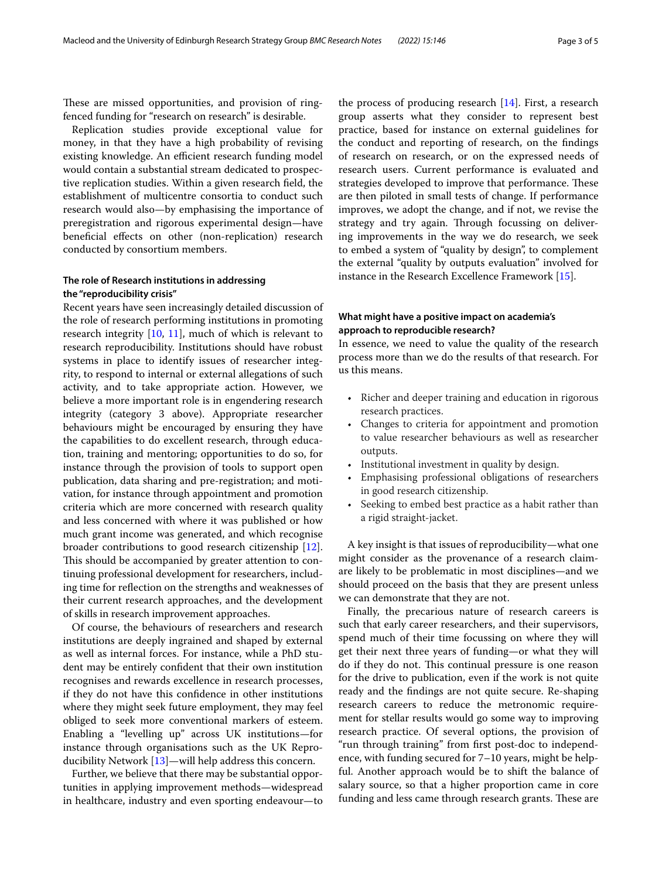These are missed opportunities, and provision of ring-fenced funding for "research on research" is desirable.

Replication studies provide exceptional value for money, in that they have a high probability of revising existing knowledge. An efficient research funding model would contain a substantial stream dedicated to prospective replication studies. Within a given research field, the establishment of multicentre consortia to conduct such research would also—by emphasising the importance of preregistration and rigorous experimental design—have beneficial effects on other (non-replication) research conducted by consortium members.

### The role of Research institutions in addressing the "reproducibility crisis"

Recent years have seen increasingly detailed discussion of the role of research performing institutions in promoting research integrity [10, 11], much of which is relevant to research reproducibility. Institutions should have robust systems in place to identify issues of researcher integrity, to respond to internal or external allegations of such activity, and to take appropriate action. However, we believe a more important role is in engendering research integrity (category 3 above). Appropriate researcher behaviours might be encouraged by ensuring they have the capabilities to do excellent research, through education, training and mentoring; opportunities to do so, for instance through the provision of tools to support open publication, data sharing and pre-registration; and motivation, for instance through appointment and promotion criteria which are more concerned with research quality and less concerned with where it was published or how much grant income was generated, and which recognise broader contributions to good research citizenship [12]. This should be accompanied by greater attention to continuing professional development for researchers, including time for reflection on the strengths and weaknesses of their current research approaches, and the development of skills in research improvement approaches.

Of course, the behaviours of researchers and research institutions are deeply ingrained and shaped by external as well as internal forces. For instance, while a PhD student may be entirely confident that their own institution recognises and rewards excellence in research processes, if they do not have this confidence in other institutions where they might seek future employment, they may feel obliged to seek more conventional markers of esteem. Enabling a "levelling up" across UK institutions—for instance through organisations such as the UK Reproducibility Network [13]—will help address this concern.

Further, we believe that there may be substantial opportunities in applying improvement methods—widespread in healthcare, industry and even sporting endeavour—to the process of producing research [14]. First, a research group asserts what they consider to represent best practice, based for instance on external guidelines for the conduct and reporting of research, on the findings of research on research, or on the expressed needs of research users. Current performance is evaluated and strategies developed to improve that performance. These are then piloted in small tests of change. If performance improves, we adopt the change, and if not, we revise the strategy and try again. Through focussing on delivering improvements in the way we do research, we seek to embed a system of "quality by design", to complement the external "quality by outputs evaluation" involved for instance in the Research Excellence Framework [15].

### What might have a positive impact on academia's approach to reproducible research?

In essence, we need to value the quality of the research process more than we do the results of that research. For us this means.

- Richer and deeper training and education in rigorous research practices.
- Changes to criteria for appointment and promotion to value researcher behaviours as well as researcher outputs.
- Institutional investment in quality by design.
- Emphasising professional obligations of researchers in good research citizenship.
- Seeking to embed best practice as a habit rather than a rigid straight-jacket.

A key insight is that issues of reproducibility—what one might consider as the provenance of a research claim-are likely to be problematic in most disciplines—and we should proceed on the basis that they are present unless we can demonstrate that they are not.

Finally, the precarious nature of research careers is such that early career researchers, and their supervisors, spend much of their time focussing on where they will get their next three years of funding—or what they will do if they do not. This continual pressure is one reason for the drive to publication, even if the work is not quite ready and the findings are not quite secure. Re-shaping research careers to reduce the metronomic requirement for stellar results would go some way to improving research practice. Of several options, the provision of "run through training" from first post-doc to independence, with funding secured for 7–10 years, might be helpful. Another approach would be to shift the balance of salary source, so that a higher proportion came in core funding and less came through research grants. These are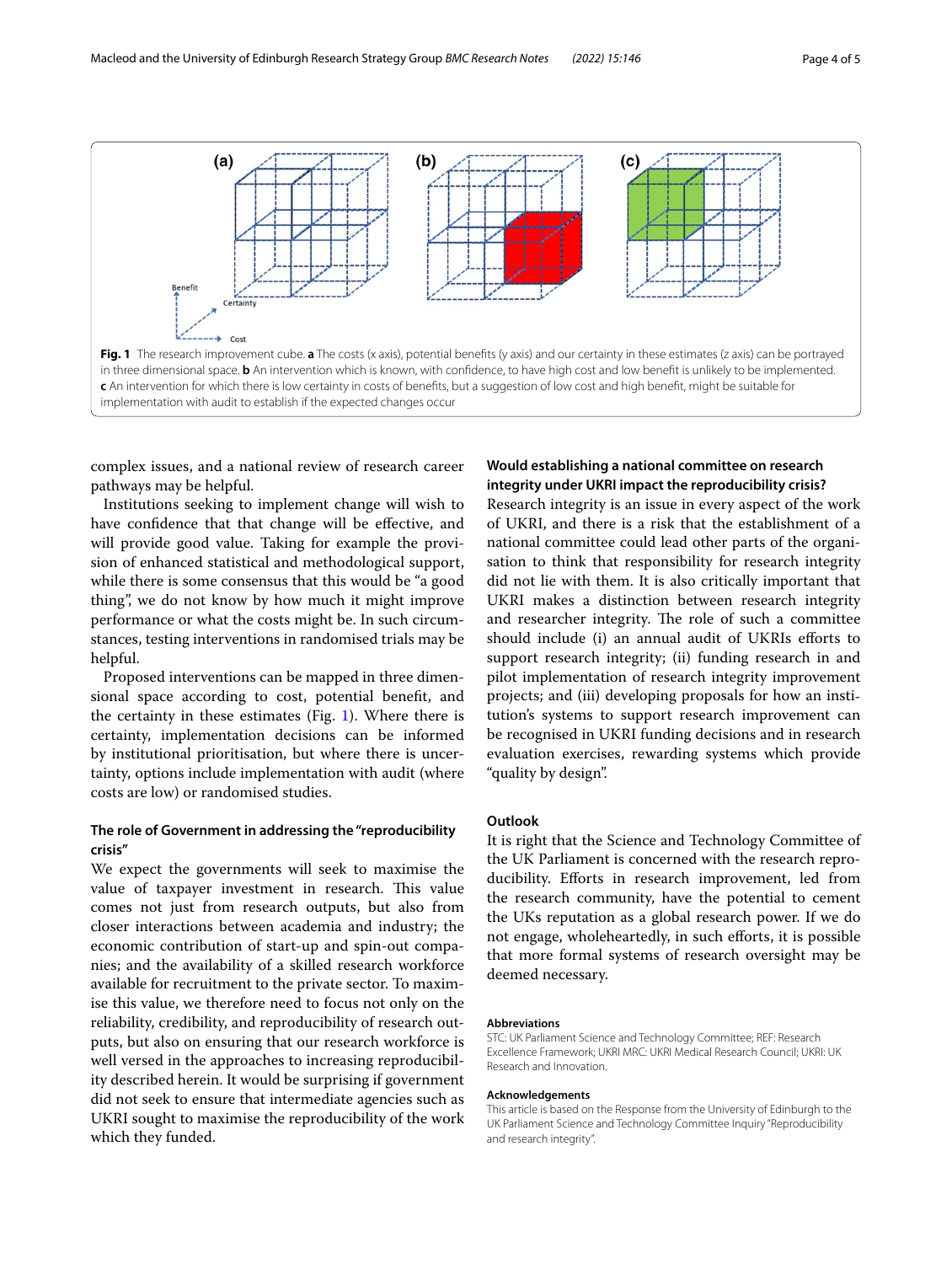Fig. 1 The research improvement cube. **a** The costs (x axis), potential benefits (y axis) and our certainty in these estimates (z axis) can be portrayed in three dimensional space. **b** An intervention which is known, with confidence, to have high cost and low benefit is unlikely to be implemented. **c** An intervention for which there is low certainty in costs of benefits, but a suggestion of low cost and high benefit, might be suitable for implementation with audit to establish if the expected changes occur

complex issues, and a national review of research career pathways may be helpful.

Institutions seeking to implement change will wish to have confidence that that change will be effective, and will provide good value. Taking for example the provision of enhanced statistical and methodological support, while there is some consensus that this would be "a good thing", we do not know by how much it might improve performance or what the costs might be. In such circumstances, testing interventions in randomised trials may be helpful.

Proposed interventions can be mapped in three dimensional space according to cost, potential benefit, and the certainty in these estimates (Fig. 1). Where there is certainty, implementation decisions can be informed by institutional prioritisation, but where there is uncertainty, options include implementation with audit (where costs are low) or randomised studies.

### The role of Government in addressing the "reproducibility crisis"

We expect the governments will seek to maximise the value of taxpayer investment in research. This value comes not just from research outputs, but also from closer interactions between academia and industry; the economic contribution of start-up and spin-out companies; and the availability of a skilled research workforce available for recruitment to the private sector. To maximise this value, we therefore need to focus not only on the reliability, credibility, and reproducibility of research outputs, but also on ensuring that our research workforce is well versed in the approaches to increasing reproducibility described herein. It would be surprising if government did not seek to ensure that intermediate agencies such as UKRI sought to maximise the reproducibility of the work which they funded.

### Would establishing a national committee on research integrity under UKRI impact the reproducibility crisis?

Research integrity is an issue in every aspect of the work of UKRI, and there is a risk that the establishment of a national committee could lead other parts of the organisation to think that responsibility for research integrity did not lie with them. It is also critically important that UKRI makes a distinction between research integrity and researcher integrity. The role of such a committee should include (i) an annual audit of UKRIs efforts to support research integrity; (ii) funding research in and pilot implementation of research integrity improvement projects; and (iii) developing proposals for how an institution's systems to support research improvement can be recognised in UKRI funding decisions and in research evaluation exercises, rewarding systems which provide "quality by design".

## Outlook

It is right that the Science and Technology Committee of the UK Parliament is concerned with the research reproducibility. Efforts in research improvement, led from the research community, have the potential to cement the UKs reputation as a global research power. If we do not engage, wholeheartedly, in such efforts, it is possible that more formal systems of research oversight may be deemed necessary.

#### Abbreviations

STC: UK Parliament Science and Technology Committee; REF: Research Excellence Framework; UKRI MRC: UKRI Medical Research Council; UKRI: UK Research and Innovation.

#### Acknowledgements

This article is based on the Response from the University of Edinburgh to the UK Parliament Science and Technology Committee Inquiry "Reproducibility and research integrity".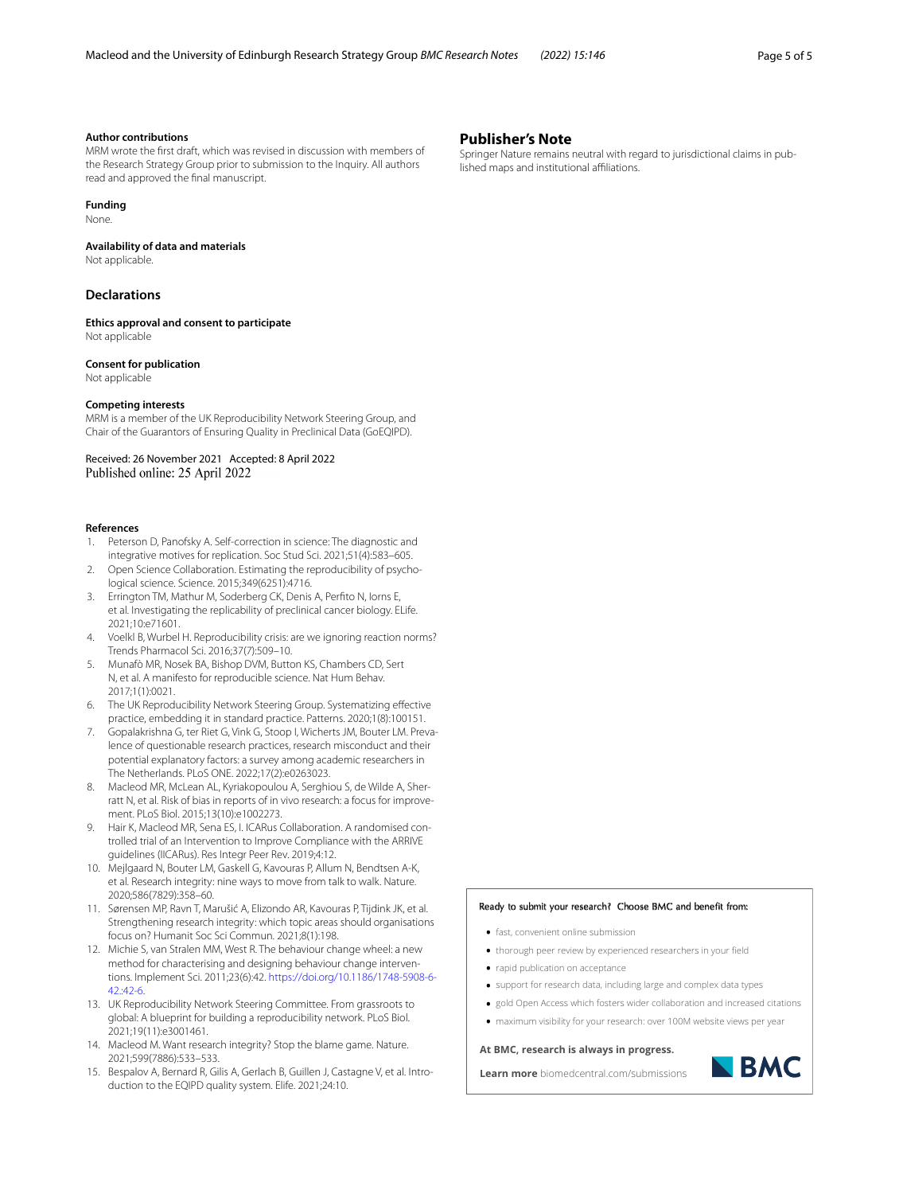### Author contributions

MRM wrote the first draft, which was revised in discussion with members of the Research Strategy Group prior to submission to the Inquiry. All authors read and approved the final manuscript.

### Funding

None.

### Availability of data and materials

Not applicable.

## Declarations

### Ethics approval and consent to participate

Not applicable

### Consent for publication

Not applicable

### Competing interests

MRM is a member of the UK Reproducibility Network Steering Group, and Chair of the Guarantors of Ensuring Quality in Preclinical Data (GoEQIPD).

Received: 26 November 2021 Accepted: 8 April 2022
Published online: 25 April 2022

### References

1. Peterson D, Panofsky A. Self-correction in science: The diagnostic and integrative motives for replication. Soc Stud Sci. 2021;51(4):583–605.
2. Open Science Collaboration. Estimating the reproducibility of psychological science. Science. 2015;349(6251):4716.
3. Errington TM, Mathur M, Soderberg CK, Denis A, Perfito N, Iorns E, et al. Investigating the replicability of preclinical cancer biology. ELife. 2021;10:e71601.
4. Voelkl B, Wurbel H. Reproducibility crisis: are we ignoring reaction norms? Trends Pharmacol Sci. 2016;37(7):509–10.
5. Munafò MR, Nosek BA, Bishop DVM, Button KS, Chambers CD, Sert N, et al. A manifesto for reproducible science. Nat Hum Behav. 2017;1(1):0021.
6. The UK Reproducibility Network Steering Group. Systematizing effective practice, embedding it in standard practice. Patterns. 2020;1(8):100151.
7. Gopalakrishna G, ter Riet G, Vink G, Stoop I, Wicherts JM, Bouter LM. Prevalence of questionable research practices, research misconduct and their potential explanatory factors: a survey among academic researchers in The Netherlands. PLoS ONE. 2022;17(2):e0263023.
8. Macleod MR, McLean AL, Kyriakopoulou A, Serghiou S, de Wilde A, Sherratt N, et al. Risk of bias in reports of in vivo research: a focus for improvement. PLoS Biol. 2015;13(10):e1002273.
9. Hair K, Macleod MR, Sena ES, I. ICARus Collaboration. A randomised controlled trial of an Intervention to Improve Compliance with the ARRIVE guidelines (IICARus). Res Integr Peer Rev. 2019;4:12.
10. Mejlgaard N, Bouter LM, Gaskell G, Kavouras P, Allum N, Bendtsen A-K, et al. Research integrity: nine ways to move from talk to walk. Nature. 2020;586(7829):358–60.
11. Sørensen MP, Ravn T, Marušić A, Elizondo AR, Kavouras P, Tijdink JK, et al. Strengthening research integrity: which topic areas should organisations focus on? Humanit Soc Sci Commun. 2021;8(1):198.
12. Michie S, van Stralen MM, West R. The behaviour change wheel: a new method for characterising and designing behaviour change interventions. Implement Sci. 2011;23(6):42. https://doi.org/10.1186/1748-5908-6-42.:42-6.
13. UK Reproducibility Network Steering Committee. From grassroots to global: A blueprint for building a reproducibility network. PLoS Biol. 2021;19(11):e3001461.
14. Macleod M. Want research integrity? Stop the blame game. Nature. 2021;599(7886):533–533.
15. Bespalov A, Bernard R, Gilis A, Gerlach B, Guillen J, Castagne V, et al. Introduction to the EQIPD quality system. Elife. 2021;24:10.

## Publisher's Note

Springer Nature remains neutral with regard to jurisdictional claims in published maps and institutional affiliations.

Ready to submit your research? Choose BMC and benefit from:

- fast, convenient online submission
- thorough peer review by experienced researchers in your field
- rapid publication on acceptance
- support for research data, including large and complex data types
- gold Open Access which fosters wider collaboration and increased citations
- maximum visibility for your research: over 100M website views per year

**At BMC, research is always in progress.**

**Learn more** biomedcentral.com/submissions

BMC